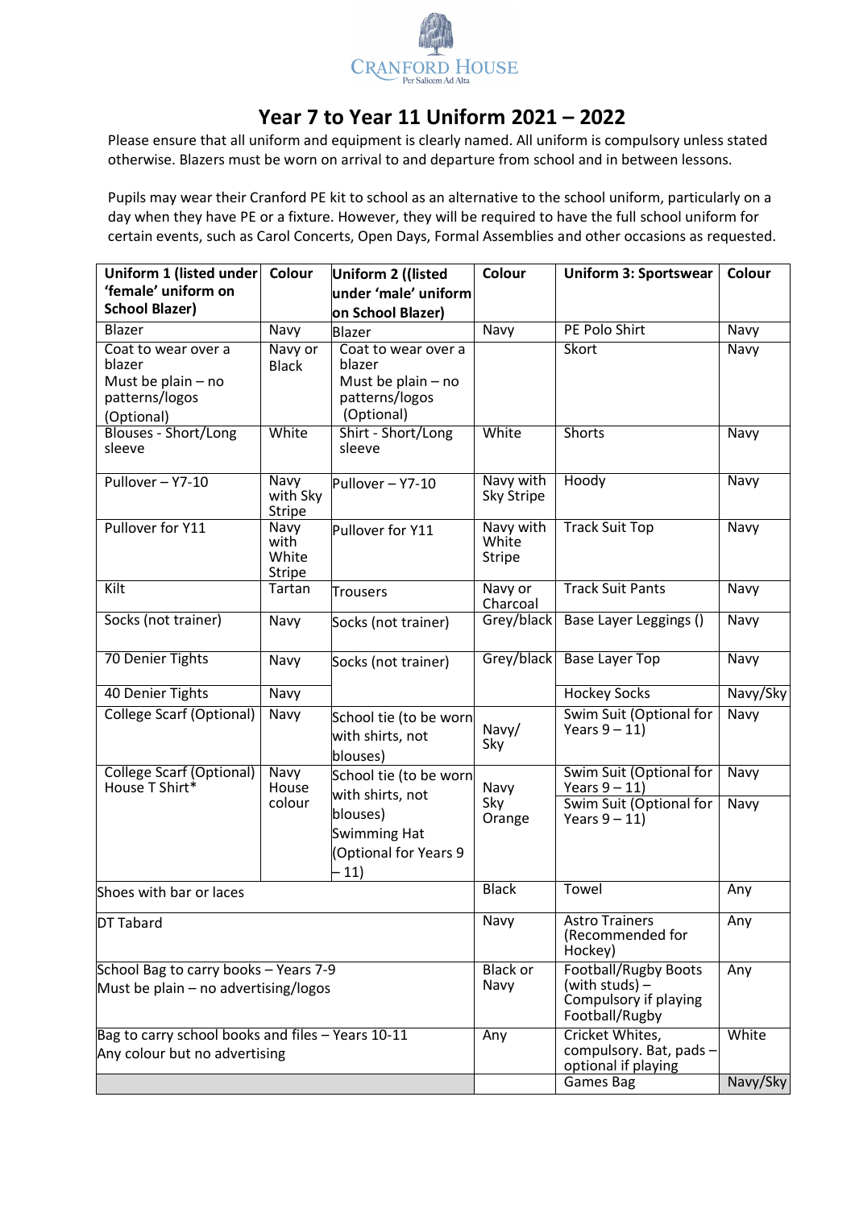CRANFORD HOUSE
Per Salicem Ad Alta

# Year 7 to Year 11 Uniform 2021 – 2022

Please ensure that all uniform and equipment is clearly named. All uniform is compulsory unless stated otherwise. Blazers must be worn on arrival to and departure from school and in between lessons.

Pupils may wear their Cranford PE kit to school as an alternative to the school uniform, particularly on a day when they have PE or a fixture. However, they will be required to have the full school uniform for certain events, such as Carol Concerts, Open Days, Formal Assemblies and other occasions as requested.

| Uniform 1 (listed under 'female' uniform on School Blazer) | Colour | Uniform 2 ((listed under 'male' uniform on School Blazer) | Colour | Uniform 3: Sportswear | Colour |
|---|---|---|---|---|---|
| Blazer | Navy | Blazer | Navy | PE Polo Shirt | Navy |
| Coat to wear over a blazer Must be plain – no patterns/logos (Optional) | Navy or Black | Coat to wear over a blazer Must be plain – no patterns/logos (Optional) | | Skort | Navy |
| Blouses - Short/Long sleeve | White | Shirt - Short/Long sleeve | White | Shorts | Navy |
| Pullover – Y7-10 | Navy with Sky Stripe | Pullover – Y7-10 | Navy with Sky Stripe | Hoody | Navy |
| Pullover for Y11 | Navy with White Stripe | Pullover for Y11 | Navy with White Stripe | Track Suit Top | Navy |
| Kilt | Tartan | Trousers | Navy or Charcoal | Track Suit Pants | Navy |
| Socks (not trainer) | Navy | Socks (not trainer) | Grey/black | Base Layer Leggings () | Navy |
| 70 Denier Tights | Navy | Socks (not trainer) | Grey/black | Base Layer Top | Navy |
| 40 Denier Tights | Navy | | | Hockey Socks | Navy/Sky |
| College Scarf (Optional) | Navy | School tie (to be worn with shirts, not blouses) | Navy/ Sky | Swim Suit (Optional for Years 9 – 11) | Navy |
| College Scarf (Optional) House T Shirt* | Navy House colour | School tie (to be worn with shirts, not blouses) Swimming Hat (Optional for Years 9 – 11) | Navy Sky Orange | Swim Suit (Optional for Years 9 – 11) Swim Suit (Optional for Years 9 – 11) | Navy Navy |
| Shoes with bar or laces | | | Black | Towel | Any |
| DT Tabard | | | Navy | Astro Trainers (Recommended for Hockey) | Any |
| School Bag to carry books – Years 7-9 Must be plain – no advertising/logos | | | Black or Navy | Football/Rugby Boots (with studs) – Compulsory if playing Football/Rugby | Any |
| Bag to carry school books and files – Years 10-11 Any colour but no advertising | | | Any | Cricket Whites, compulsory. Bat, pads – optional if playing | White |
| | | | | Games Bag | Navy/Sky |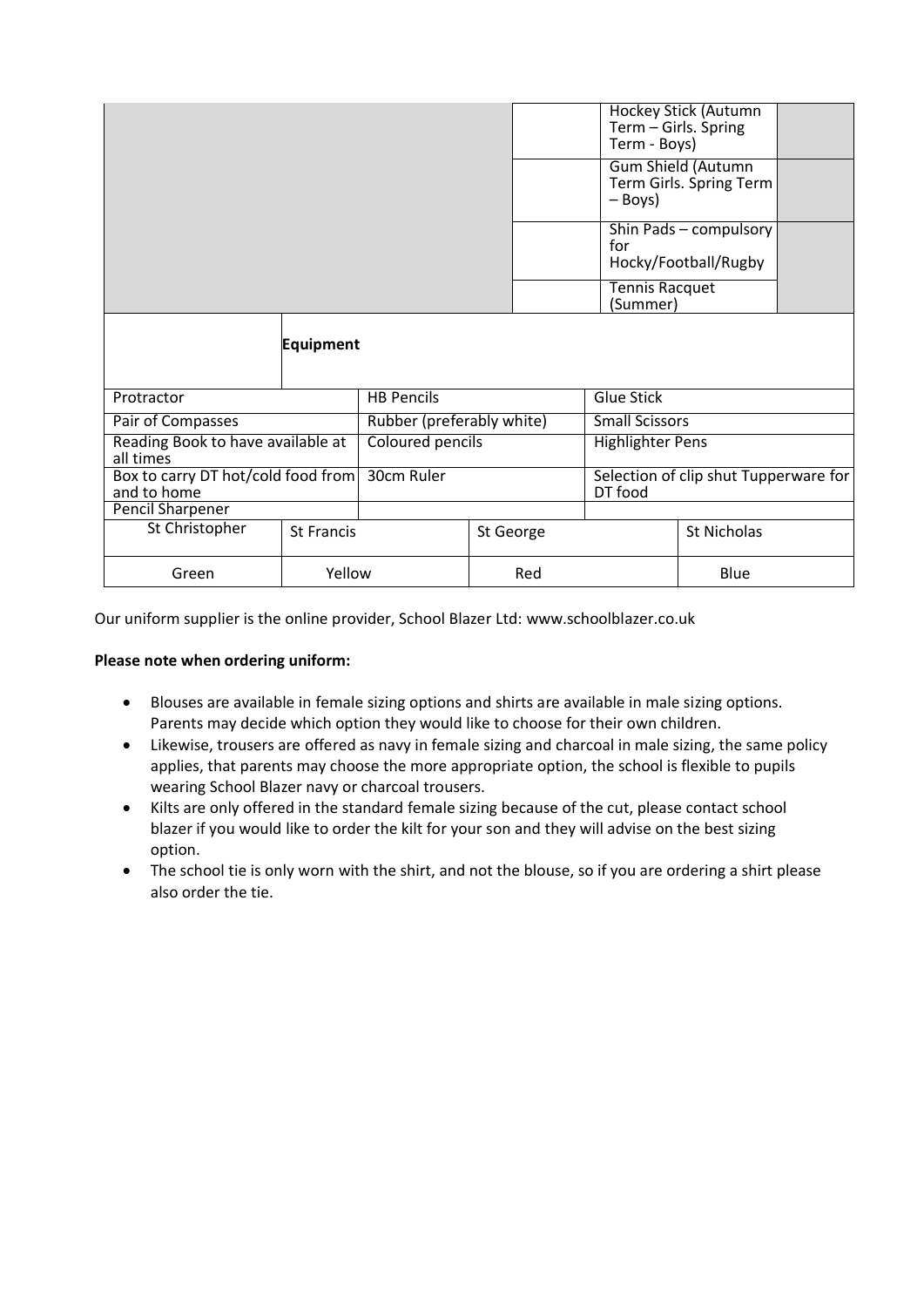| | | | | |
|---|---|---|---|---|
| | | | Hockey Stick (Autumn Term – Girls. Spring Term - Boys) | |
| | | | Gum Shield (Autumn Term Girls. Spring Term – Boys) | |
| | | | Shin Pads – compulsory for Hocky/Football/Rugby | |
| | | | Tennis Racquet (Summer) | |

| | | |
|---|---|---|
| **Equipment** | | |
| Protractor | HB Pencils | Glue Stick |
| Pair of Compasses | Rubber (preferably white) | Small Scissors |
| Reading Book to have available at all times | Coloured pencils | Highlighter Pens |
| Box to carry DT hot/cold food from and to home | 30cm Ruler | Selection of clip shut Tupperware for DT food |
| Pencil Sharpener | | |

| St Christopher | St Francis | St George | St Nicholas |
|---|---|---|---|
| Green | Yellow | Red | Blue |

Our uniform supplier is the online provider, School Blazer Ltd: www.schoolblazer.co.uk

**Please note when ordering uniform:**

- Blouses are available in female sizing options and shirts are available in male sizing options. Parents may decide which option they would like to choose for their own children.
- Likewise, trousers are offered as navy in female sizing and charcoal in male sizing, the same policy applies, that parents may choose the more appropriate option, the school is flexible to pupils wearing School Blazer navy or charcoal trousers.
- Kilts are only offered in the standard female sizing because of the cut, please contact school blazer if you would like to order the kilt for your son and they will advise on the best sizing option.
- The school tie is only worn with the shirt, and not the blouse, so if you are ordering a shirt please also order the tie.